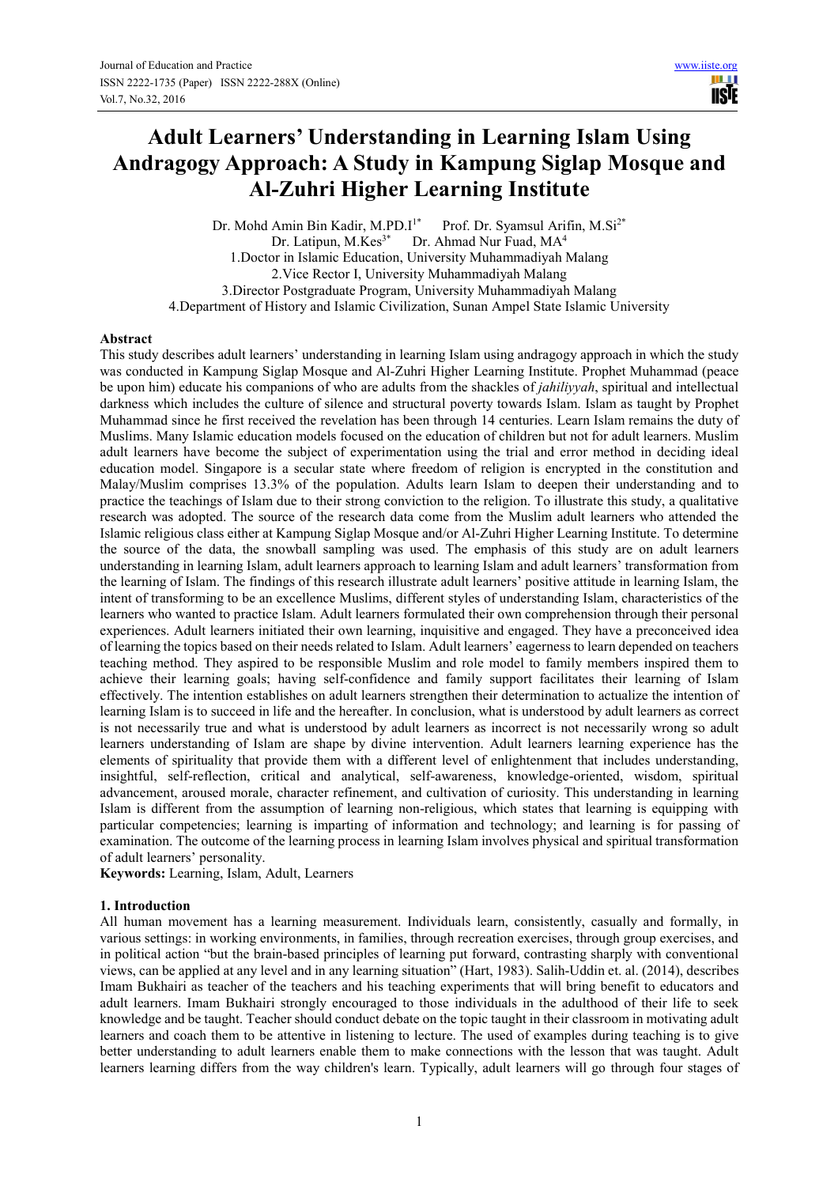# Adult Learners' Understanding in Learning Islam Using Andragogy Approach: A Study in Kampung Siglap Mosque and Al-Zuhri Higher Learning Institute

Dr. Mohd Amin Bin Kadir, M.PD.I[1*] Prof. Dr. Syamsul Arifin, M.Si[2*]
Dr. Latipun, M.Kes[3*] Dr. Ahmad Nur Fuad, MA[4]

1. Doctor in Islamic Education, University Muhammadiyah Malang
2. Vice Rector I, University Muhammadiyah Malang
3. Director Postgraduate Program, University Muhammadiyah Malang
4. Department of History and Islamic Civilization, Sunan Ampel State Islamic University

## Abstract

This study describes adult learners' understanding in learning Islam using andragogy approach in which the study was conducted in Kampung Siglap Mosque and Al-Zuhri Higher Learning Institute. Prophet Muhammad (peace be upon him) educate his companions of who are adults from the shackles of *jahiliyyah*, spiritual and intellectual darkness which includes the culture of silence and structural poverty towards Islam. Islam as taught by Prophet Muhammad since he first received the revelation has been through 14 centuries. Learn Islam remains the duty of Muslims. Many Islamic education models focused on the education of children but not for adult learners. Muslim adult learners have become the subject of experimentation using the trial and error method in deciding ideal education model. Singapore is a secular state where freedom of religion is encrypted in the constitution and Malay/Muslim comprises 13.3% of the population. Adults learn Islam to deepen their understanding and to practice the teachings of Islam due to their strong conviction to the religion. To illustrate this study, a qualitative research was adopted. The source of the research data come from the Muslim adult learners who attended the Islamic religious class either at Kampung Siglap Mosque and/or Al-Zuhri Higher Learning Institute. To determine the source of the data, the snowball sampling was used. The emphasis of this study are on adult learners understanding in learning Islam, adult learners approach to learning Islam and adult learners' transformation from the learning of Islam. The findings of this research illustrate adult learners' positive attitude in learning Islam, the intent of transforming to be an excellence Muslims, different styles of understanding Islam, characteristics of the learners who wanted to practice Islam. Adult learners formulated their own comprehension through their personal experiences. Adult learners initiated their own learning, inquisitive and engaged. They have a preconceived idea of learning the topics based on their needs related to Islam. Adult learners' eagerness to learn depended on teachers teaching method. They aspired to be responsible Muslim and role model to family members inspired them to achieve their learning goals; having self-confidence and family support facilitates their learning of Islam effectively. The intention establishes on adult learners strengthen their determination to actualize the intention of learning Islam is to succeed in life and the hereafter. In conclusion, what is understood by adult learners as correct is not necessarily true and what is understood by adult learners as incorrect is not necessarily wrong so adult learners understanding of Islam are shape by divine intervention. Adult learners learning experience has the elements of spirituality that provide them with a different level of enlightenment that includes understanding, insightful, self-reflection, critical and analytical, self-awareness, knowledge-oriented, wisdom, spiritual advancement, aroused morale, character refinement, and cultivation of curiosity. This understanding in learning Islam is different from the assumption of learning non-religious, which states that learning is equipping with particular competencies; learning is imparting of information and technology; and learning is for passing of examination. The outcome of the learning process in learning Islam involves physical and spiritual transformation of adult learners' personality.

**Keywords:** Learning, Islam, Adult, Learners

## 1. Introduction

All human movement has a learning measurement. Individuals learn, consistently, casually and formally, in various settings: in working environments, in families, through recreation exercises, through group exercises, and in political action "but the brain-based principles of learning put forward, contrasting sharply with conventional views, can be applied at any level and in any learning situation" (Hart, 1983). Salih-Uddin et. al. (2014), describes Imam Bukhairi as teacher of the teachers and his teaching experiments that will bring benefit to educators and adult learners. Imam Bukhairi strongly encouraged to those individuals in the adulthood of their life to seek knowledge and be taught. Teacher should conduct debate on the topic taught in their classroom in motivating adult learners and coach them to be attentive in listening to lecture. The used of examples during teaching is to give better understanding to adult learners enable them to make connections with the lesson that was taught. Adult learners learning differs from the way children's learn. Typically, adult learners will go through four stages of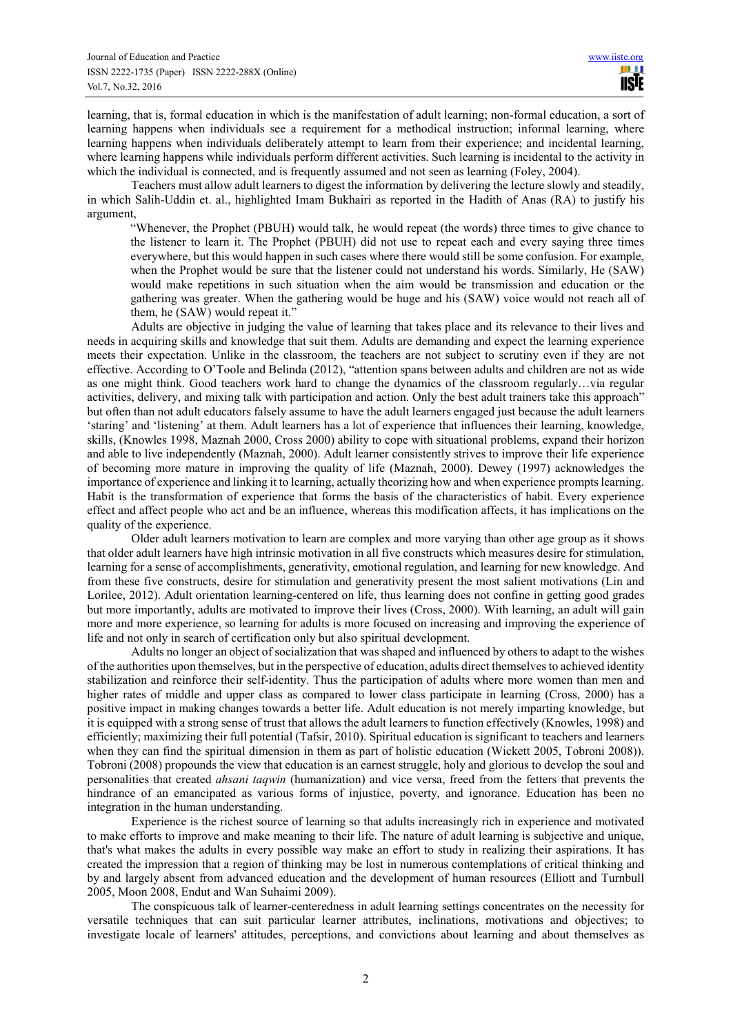learning, that is, formal education in which is the manifestation of adult learning; non-formal education, a sort of learning happens when individuals see a requirement for a methodical instruction; informal learning, where learning happens when individuals deliberately attempt to learn from their experience; and incidental learning, where learning happens while individuals perform different activities. Such learning is incidental to the activity in which the individual is connected, and is frequently assumed and not seen as learning (Foley, 2004).

Teachers must allow adult learners to digest the information by delivering the lecture slowly and steadily, in which Salih-Uddin et. al., highlighted Imam Bukhairi as reported in the Hadith of Anas (RA) to justify his argument,

> "Whenever, the Prophet (PBUH) would talk, he would repeat (the words) three times to give chance to the listener to learn it. The Prophet (PBUH) did not use to repeat each and every saying three times everywhere, but this would happen in such cases where there would still be some confusion. For example, when the Prophet would be sure that the listener could not understand his words. Similarly, He (SAW) would make repetitions in such situation when the aim would be transmission and education or the gathering was greater. When the gathering would be huge and his (SAW) voice would not reach all of them, he (SAW) would repeat it."

Adults are objective in judging the value of learning that takes place and its relevance to their lives and needs in acquiring skills and knowledge that suit them. Adults are demanding and expect the learning experience meets their expectation. Unlike in the classroom, the teachers are not subject to scrutiny even if they are not effective. According to O'Toole and Belinda (2012), "attention spans between adults and children are not as wide as one might think. Good teachers work hard to change the dynamics of the classroom regularly…via regular activities, delivery, and mixing talk with participation and action. Only the best adult trainers take this approach" but often than not adult educators falsely assume to have the adult learners engaged just because the adult learners 'staring' and 'listening' at them. Adult learners has a lot of experience that influences their learning, knowledge, skills, (Knowles 1998, Maznah 2000, Cross 2000) ability to cope with situational problems, expand their horizon and able to live independently (Maznah, 2000). Adult learner consistently strives to improve their life experience of becoming more mature in improving the quality of life (Maznah, 2000). Dewey (1997) acknowledges the importance of experience and linking it to learning, actually theorizing how and when experience prompts learning. Habit is the transformation of experience that forms the basis of the characteristics of habit. Every experience effect and affect people who act and be an influence, whereas this modification affects, it has implications on the quality of the experience.

Older adult learners motivation to learn are complex and more varying than other age group as it shows that older adult learners have high intrinsic motivation in all five constructs which measures desire for stimulation, learning for a sense of accomplishments, generativity, emotional regulation, and learning for new knowledge. And from these five constructs, desire for stimulation and generativity present the most salient motivations (Lin and Lorilee, 2012). Adult orientation learning-centered on life, thus learning does not confine in getting good grades but more importantly, adults are motivated to improve their lives (Cross, 2000). With learning, an adult will gain more and more experience, so learning for adults is more focused on increasing and improving the experience of life and not only in search of certification only but also spiritual development.

Adults no longer an object of socialization that was shaped and influenced by others to adapt to the wishes of the authorities upon themselves, but in the perspective of education, adults direct themselves to achieved identity stabilization and reinforce their self-identity. Thus the participation of adults where more women than men and higher rates of middle and upper class as compared to lower class participate in learning (Cross, 2000) has a positive impact in making changes towards a better life. Adult education is not merely imparting knowledge, but it is equipped with a strong sense of trust that allows the adult learners to function effectively (Knowles, 1998) and efficiently; maximizing their full potential (Tafsir, 2010). Spiritual education is significant to teachers and learners when they can find the spiritual dimension in them as part of holistic education (Wickett 2005, Tobroni 2008)). Tobroni (2008) propounds the view that education is an earnest struggle, holy and glorious to develop the soul and personalities that created *ahsani taqwin* (humanization) and vice versa, freed from the fetters that prevents the hindrance of an emancipated as various forms of injustice, poverty, and ignorance. Education has been no integration in the human understanding.

Experience is the richest source of learning so that adults increasingly rich in experience and motivated to make efforts to improve and make meaning to their life. The nature of adult learning is subjective and unique, that's what makes the adults in every possible way make an effort to study in realizing their aspirations. It has created the impression that a region of thinking may be lost in numerous contemplations of critical thinking and by and largely absent from advanced education and the development of human resources (Elliott and Turnbull 2005, Moon 2008, Endut and Wan Suhaimi 2009).

The conspicuous talk of learner-centeredness in adult learning settings concentrates on the necessity for versatile techniques that can suit particular learner attributes, inclinations, motivations and objectives; to investigate locale of learners' attitudes, perceptions, and convictions about learning and about themselves as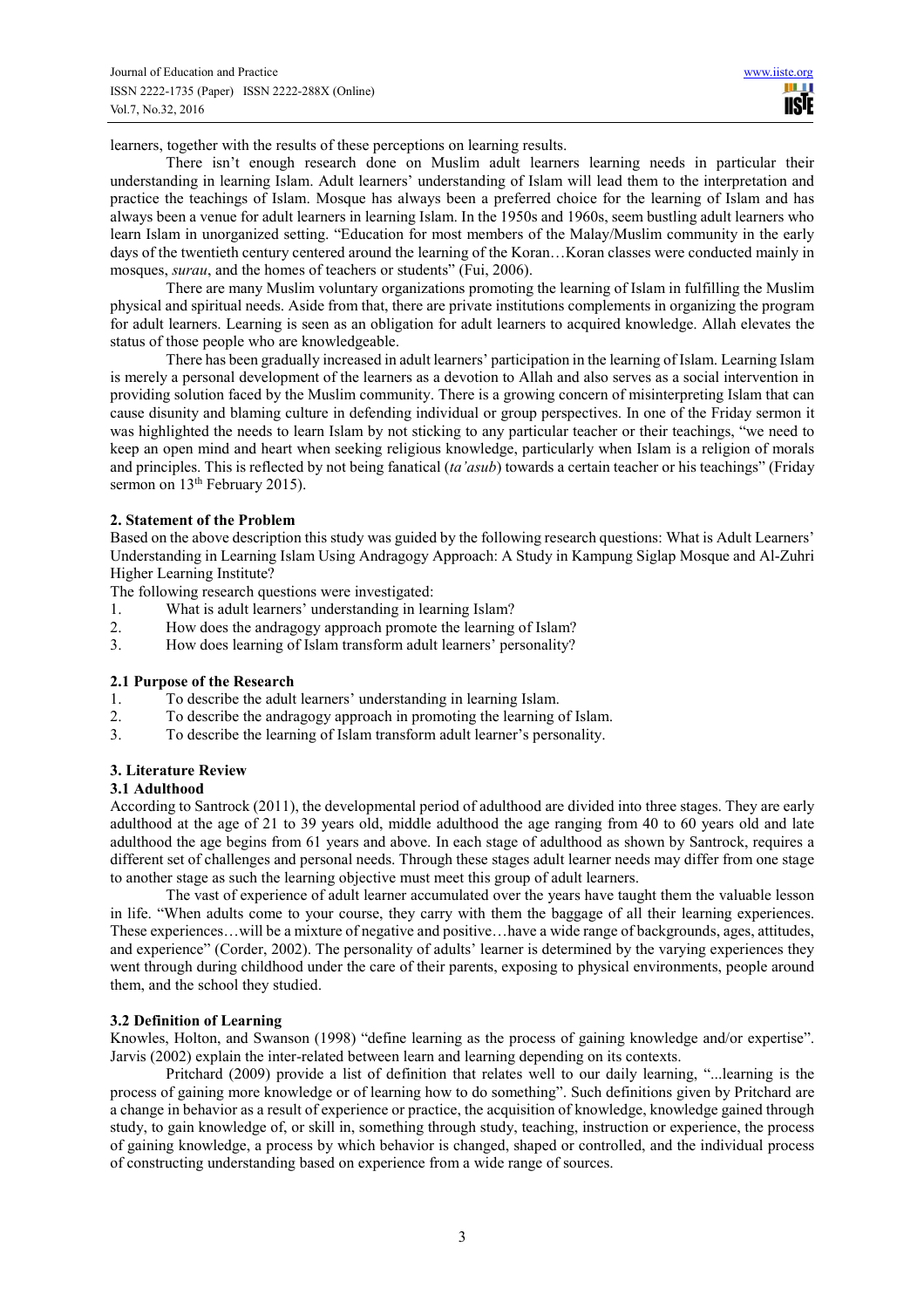learners, together with the results of these perceptions on learning results.

There isn't enough research done on Muslim adult learners learning needs in particular their understanding in learning Islam. Adult learners' understanding of Islam will lead them to the interpretation and practice the teachings of Islam. Mosque has always been a preferred choice for the learning of Islam and has always been a venue for adult learners in learning Islam. In the 1950s and 1960s, seem bustling adult learners who learn Islam in unorganized setting. "Education for most members of the Malay/Muslim community in the early days of the twentieth century centered around the learning of the Koran…Koran classes were conducted mainly in mosques, *surau*, and the homes of teachers or students" (Fui, 2006).

There are many Muslim voluntary organizations promoting the learning of Islam in fulfilling the Muslim physical and spiritual needs. Aside from that, there are private institutions complements in organizing the program for adult learners. Learning is seen as an obligation for adult learners to acquired knowledge. Allah elevates the status of those people who are knowledgeable.

There has been gradually increased in adult learners' participation in the learning of Islam. Learning Islam is merely a personal development of the learners as a devotion to Allah and also serves as a social intervention in providing solution faced by the Muslim community. There is a growing concern of misinterpreting Islam that can cause disunity and blaming culture in defending individual or group perspectives. In one of the Friday sermon it was highlighted the needs to learn Islam by not sticking to any particular teacher or their teachings, "we need to keep an open mind and heart when seeking religious knowledge, particularly when Islam is a religion of morals and principles. This is reflected by not being fanatical (*ta'asub*) towards a certain teacher or his teachings" (Friday sermon on 13th February 2015).

## 2. Statement of the Problem

Based on the above description this study was guided by the following research questions: What is Adult Learners' Understanding in Learning Islam Using Andragogy Approach: A Study in Kampung Siglap Mosque and Al-Zuhri Higher Learning Institute?

The following research questions were investigated:

1. What is adult learners' understanding in learning Islam?
2. How does the andragogy approach promote the learning of Islam?
3. How does learning of Islam transform adult learners' personality?

### 2.1 Purpose of the Research

1. To describe the adult learners' understanding in learning Islam.
2. To describe the andragogy approach in promoting the learning of Islam.
3. To describe the learning of Islam transform adult learner's personality.

## 3. Literature Review

### 3.1 Adulthood

According to Santrock (2011), the developmental period of adulthood are divided into three stages. They are early adulthood at the age of 21 to 39 years old, middle adulthood the age ranging from 40 to 60 years old and late adulthood the age begins from 61 years and above. In each stage of adulthood as shown by Santrock, requires a different set of challenges and personal needs. Through these stages adult learner needs may differ from one stage to another stage as such the learning objective must meet this group of adult learners.

The vast of experience of adult learner accumulated over the years have taught them the valuable lesson in life. "When adults come to your course, they carry with them the baggage of all their learning experiences. These experiences…will be a mixture of negative and positive…have a wide range of backgrounds, ages, attitudes, and experience" (Corder, 2002). The personality of adults' learner is determined by the varying experiences they went through during childhood under the care of their parents, exposing to physical environments, people around them, and the school they studied.

### 3.2 Definition of Learning

Knowles, Holton, and Swanson (1998) "define learning as the process of gaining knowledge and/or expertise". Jarvis (2002) explain the inter-related between learn and learning depending on its contexts.

Pritchard (2009) provide a list of definition that relates well to our daily learning, "...learning is the process of gaining more knowledge or of learning how to do something". Such definitions given by Pritchard are a change in behavior as a result of experience or practice, the acquisition of knowledge, knowledge gained through study, to gain knowledge of, or skill in, something through study, teaching, instruction or experience, the process of gaining knowledge, a process by which behavior is changed, shaped or controlled, and the individual process of constructing understanding based on experience from a wide range of sources.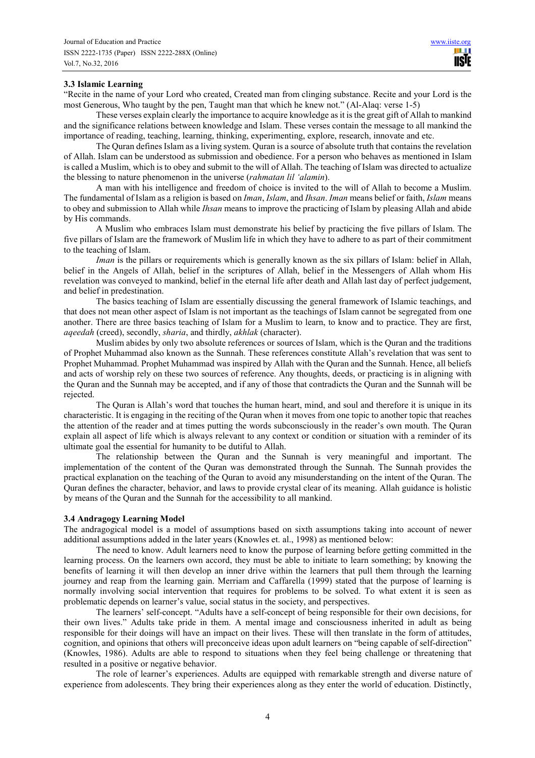### 3.3 Islamic Learning

"Recite in the name of your Lord who created, Created man from clinging substance. Recite and your Lord is the most Generous, Who taught by the pen, Taught man that which he knew not." (Al-Alaq: verse 1-5)

These verses explain clearly the importance to acquire knowledge as it is the great gift of Allah to mankind and the significance relations between knowledge and Islam. These verses contain the message to all mankind the importance of reading, teaching, learning, thinking, experimenting, explore, research, innovate and etc.

The Quran defines Islam as a living system. Quran is a source of absolute truth that contains the revelation of Allah. Islam can be understood as submission and obedience. For a person who behaves as mentioned in Islam is called a Muslim, which is to obey and submit to the will of Allah. The teaching of Islam was directed to actualize the blessing to nature phenomenon in the universe (*rahmatan lil 'alamin*).

A man with his intelligence and freedom of choice is invited to the will of Allah to become a Muslim. The fundamental of Islam as a religion is based on *Iman*, *Islam*, and *Ihsan*. *Iman* means belief or faith, *Islam* means to obey and submission to Allah while *Ihsan* means to improve the practicing of Islam by pleasing Allah and abide by His commands.

A Muslim who embraces Islam must demonstrate his belief by practicing the five pillars of Islam. The five pillars of Islam are the framework of Muslim life in which they have to adhere to as part of their commitment to the teaching of Islam.

*Iman* is the pillars or requirements which is generally known as the six pillars of Islam: belief in Allah, belief in the Angels of Allah, belief in the scriptures of Allah, belief in the Messengers of Allah whom His revelation was conveyed to mankind, belief in the eternal life after death and Allah last day of perfect judgement, and belief in predestination.

The basics teaching of Islam are essentially discussing the general framework of Islamic teachings, and that does not mean other aspect of Islam is not important as the teachings of Islam cannot be segregated from one another. There are three basics teaching of Islam for a Muslim to learn, to know and to practice. They are first, *aqeedah* (creed), secondly, *sharia*, and thirdly, *akhlak* (character).

Muslim abides by only two absolute references or sources of Islam, which is the Quran and the traditions of Prophet Muhammad also known as the Sunnah. These references constitute Allah's revelation that was sent to Prophet Muhammad. Prophet Muhammad was inspired by Allah with the Quran and the Sunnah. Hence, all beliefs and acts of worship rely on these two sources of reference. Any thoughts, deeds, or practicing is in aligning with the Quran and the Sunnah may be accepted, and if any of those that contradicts the Quran and the Sunnah will be rejected.

The Quran is Allah's word that touches the human heart, mind, and soul and therefore it is unique in its characteristic. It is engaging in the reciting of the Quran when it moves from one topic to another topic that reaches the attention of the reader and at times putting the words subconsciously in the reader's own mouth. The Quran explain all aspect of life which is always relevant to any context or condition or situation with a reminder of its ultimate goal the essential for humanity to be dutiful to Allah.

The relationship between the Quran and the Sunnah is very meaningful and important. The implementation of the content of the Quran was demonstrated through the Sunnah. The Sunnah provides the practical explanation on the teaching of the Quran to avoid any misunderstanding on the intent of the Quran. The Quran defines the character, behavior, and laws to provide crystal clear of its meaning. Allah guidance is holistic by means of the Quran and the Sunnah for the accessibility to all mankind.

### 3.4 Andragogy Learning Model

The andragogical model is a model of assumptions based on sixth assumptions taking into account of newer additional assumptions added in the later years (Knowles et. al., 1998) as mentioned below:

The need to know. Adult learners need to know the purpose of learning before getting committed in the learning process. On the learners own accord, they must be able to initiate to learn something; by knowing the benefits of learning it will then develop an inner drive within the learners that pull them through the learning journey and reap from the learning gain. Merriam and Caffarella (1999) stated that the purpose of learning is normally involving social intervention that requires for problems to be solved. To what extent it is seen as problematic depends on learner's value, social status in the society, and perspectives.

The learners' self-concept. "Adults have a self-concept of being responsible for their own decisions, for their own lives." Adults take pride in them. A mental image and consciousness inherited in adult as being responsible for their doings will have an impact on their lives. These will then translate in the form of attitudes, cognition, and opinions that others will preconceive ideas upon adult learners on "being capable of self-direction" (Knowles, 1986). Adults are able to respond to situations when they feel being challenge or threatening that resulted in a positive or negative behavior.

The role of learner's experiences. Adults are equipped with remarkable strength and diverse nature of experience from adolescents. They bring their experiences along as they enter the world of education. Distinctly,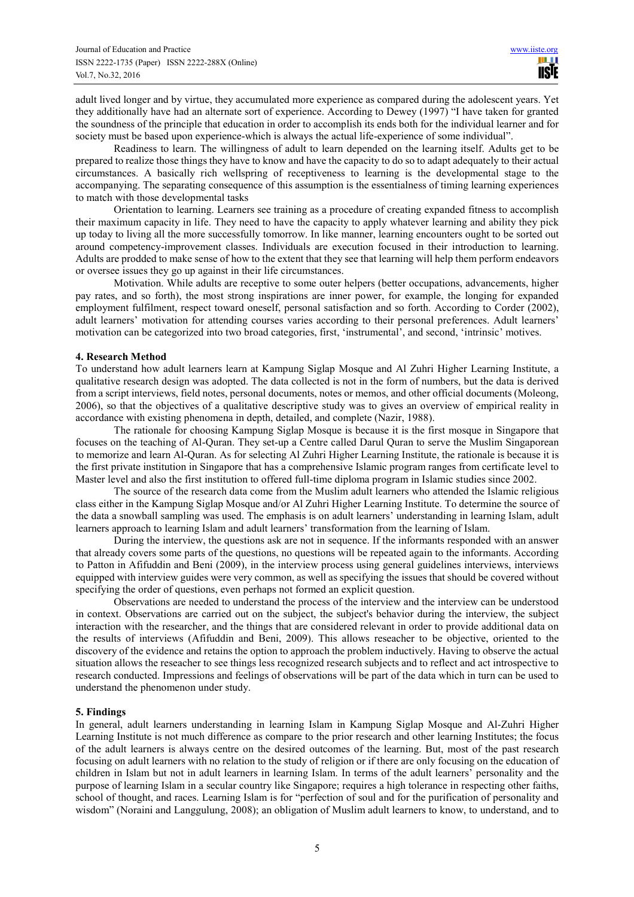adult lived longer and by virtue, they accumulated more experience as compared during the adolescent years. Yet they additionally have had an alternate sort of experience. According to Dewey (1997) "I have taken for granted the soundness of the principle that education in order to accomplish its ends both for the individual learner and for society must be based upon experience-which is always the actual life-experience of some individual".

Readiness to learn. The willingness of adult to learn depended on the learning itself. Adults get to be prepared to realize those things they have to know and have the capacity to do so to adapt adequately to their actual circumstances. A basically rich wellspring of receptiveness to learning is the developmental stage to the accompanying. The separating consequence of this assumption is the essentialness of timing learning experiences to match with those developmental tasks

Orientation to learning. Learners see training as a procedure of creating expanded fitness to accomplish their maximum capacity in life. They need to have the capacity to apply whatever learning and ability they pick up today to living all the more successfully tomorrow. In like manner, learning encounters ought to be sorted out around competency-improvement classes. Individuals are execution focused in their introduction to learning. Adults are prodded to make sense of how to the extent that they see that learning will help them perform endeavors or oversee issues they go up against in their life circumstances.

Motivation. While adults are receptive to some outer helpers (better occupations, advancements, higher pay rates, and so forth), the most strong inspirations are inner power, for example, the longing for expanded employment fulfilment, respect toward oneself, personal satisfaction and so forth. According to Corder (2002), adult learners' motivation for attending courses varies according to their personal preferences. Adult learners' motivation can be categorized into two broad categories, first, 'instrumental', and second, 'intrinsic' motives.

## 4. Research Method

To understand how adult learners learn at Kampung Siglap Mosque and Al Zuhri Higher Learning Institute, a qualitative research design was adopted. The data collected is not in the form of numbers, but the data is derived from a script interviews, field notes, personal documents, notes or memos, and other official documents (Moleong, 2006), so that the objectives of a qualitative descriptive study was to gives an overview of empirical reality in accordance with existing phenomena in depth, detailed, and complete (Nazir, 1988).

The rationale for choosing Kampung Siglap Mosque is because it is the first mosque in Singapore that focuses on the teaching of Al-Quran. They set-up a Centre called Darul Quran to serve the Muslim Singaporean to memorize and learn Al-Quran. As for selecting Al Zuhri Higher Learning Institute, the rationale is because it is the first private institution in Singapore that has a comprehensive Islamic program ranges from certificate level to Master level and also the first institution to offered full-time diploma program in Islamic studies since 2002.

The source of the research data come from the Muslim adult learners who attended the Islamic religious class either in the Kampung Siglap Mosque and/or Al Zuhri Higher Learning Institute. To determine the source of the data a snowball sampling was used. The emphasis is on adult learners' understanding in learning Islam, adult learners approach to learning Islam and adult learners' transformation from the learning of Islam.

During the interview, the questions ask are not in sequence. If the informants responded with an answer that already covers some parts of the questions, no questions will be repeated again to the informants. According to Patton in Afifuddin and Beni (2009), in the interview process using general guidelines interviews, interviews equipped with interview guides were very common, as well as specifying the issues that should be covered without specifying the order of questions, even perhaps not formed an explicit question.

Observations are needed to understand the process of the interview and the interview can be understood in context. Observations are carried out on the subject, the subject's behavior during the interview, the subject interaction with the researcher, and the things that are considered relevant in order to provide additional data on the results of interviews (Afifuddin and Beni, 2009). This allows reseacher to be objective, oriented to the discovery of the evidence and retains the option to approach the problem inductively. Having to observe the actual situation allows the reseacher to see things less recognized research subjects and to reflect and act introspective to research conducted. Impressions and feelings of observations will be part of the data which in turn can be used to understand the phenomenon under study.

## 5. Findings

In general, adult learners understanding in learning Islam in Kampung Siglap Mosque and Al-Zuhri Higher Learning Institute is not much difference as compare to the prior research and other learning Institutes; the focus of the adult learners is always centre on the desired outcomes of the learning. But, most of the past research focusing on adult learners with no relation to the study of religion or if there are only focusing on the education of children in Islam but not in adult learners in learning Islam. In terms of the adult learners' personality and the purpose of learning Islam in a secular country like Singapore; requires a high tolerance in respecting other faiths, school of thought, and races. Learning Islam is for "perfection of soul and for the purification of personality and wisdom" (Noraini and Langgulung, 2008); an obligation of Muslim adult learners to know, to understand, and to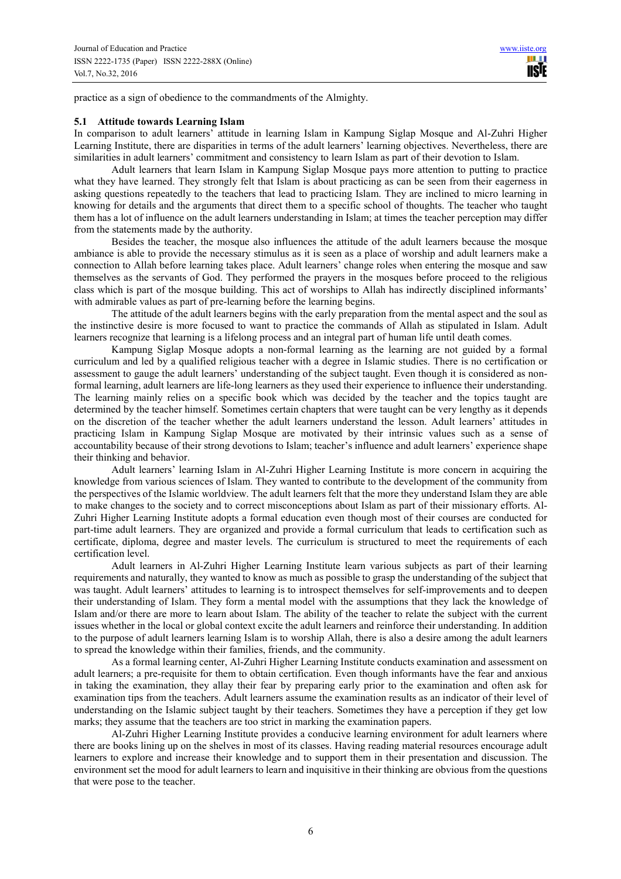practice as a sign of obedience to the commandments of the Almighty.

### 5.1 Attitude towards Learning Islam

In comparison to adult learners' attitude in learning Islam in Kampung Siglap Mosque and Al-Zuhri Higher Learning Institute, there are disparities in terms of the adult learners' learning objectives. Nevertheless, there are similarities in adult learners' commitment and consistency to learn Islam as part of their devotion to Islam.

Adult learners that learn Islam in Kampung Siglap Mosque pays more attention to putting to practice what they have learned. They strongly felt that Islam is about practicing as can be seen from their eagerness in asking questions repeatedly to the teachers that lead to practicing Islam. They are inclined to micro learning in knowing for details and the arguments that direct them to a specific school of thoughts. The teacher who taught them has a lot of influence on the adult learners understanding in Islam; at times the teacher perception may differ from the statements made by the authority.

Besides the teacher, the mosque also influences the attitude of the adult learners because the mosque ambiance is able to provide the necessary stimulus as it is seen as a place of worship and adult learners make a connection to Allah before learning takes place. Adult learners' change roles when entering the mosque and saw themselves as the servants of God. They performed the prayers in the mosques before proceed to the religious class which is part of the mosque building. This act of worships to Allah has indirectly disciplined informants' with admirable values as part of pre-learning before the learning begins.

The attitude of the adult learners begins with the early preparation from the mental aspect and the soul as the instinctive desire is more focused to want to practice the commands of Allah as stipulated in Islam. Adult learners recognize that learning is a lifelong process and an integral part of human life until death comes.

Kampung Siglap Mosque adopts a non-formal learning as the learning are not guided by a formal curriculum and led by a qualified religious teacher with a degree in Islamic studies. There is no certification or assessment to gauge the adult learners' understanding of the subject taught. Even though it is considered as non-formal learning, adult learners are life-long learners as they used their experience to influence their understanding. The learning mainly relies on a specific book which was decided by the teacher and the topics taught are determined by the teacher himself. Sometimes certain chapters that were taught can be very lengthy as it depends on the discretion of the teacher whether the adult learners understand the lesson. Adult learners' attitudes in practicing Islam in Kampung Siglap Mosque are motivated by their intrinsic values such as a sense of accountability because of their strong devotions to Islam; teacher's influence and adult learners' experience shape their thinking and behavior.

Adult learners' learning Islam in Al-Zuhri Higher Learning Institute is more concern in acquiring the knowledge from various sciences of Islam. They wanted to contribute to the development of the community from the perspectives of the Islamic worldview. The adult learners felt that the more they understand Islam they are able to make changes to the society and to correct misconceptions about Islam as part of their missionary efforts. Al-Zuhri Higher Learning Institute adopts a formal education even though most of their courses are conducted for part-time adult learners. They are organized and provide a formal curriculum that leads to certification such as certificate, diploma, degree and master levels. The curriculum is structured to meet the requirements of each certification level.

Adult learners in Al-Zuhri Higher Learning Institute learn various subjects as part of their learning requirements and naturally, they wanted to know as much as possible to grasp the understanding of the subject that was taught. Adult learners' attitudes to learning is to introspect themselves for self-improvements and to deepen their understanding of Islam. They form a mental model with the assumptions that they lack the knowledge of Islam and/or there are more to learn about Islam. The ability of the teacher to relate the subject with the current issues whether in the local or global context excite the adult learners and reinforce their understanding. In addition to the purpose of adult learners learning Islam is to worship Allah, there is also a desire among the adult learners to spread the knowledge within their families, friends, and the community.

As a formal learning center, Al-Zuhri Higher Learning Institute conducts examination and assessment on adult learners; a pre-requisite for them to obtain certification. Even though informants have the fear and anxious in taking the examination, they allay their fear by preparing early prior to the examination and often ask for examination tips from the teachers. Adult learners assume the examination results as an indicator of their level of understanding on the Islamic subject taught by their teachers. Sometimes they have a perception if they get low marks; they assume that the teachers are too strict in marking the examination papers.

Al-Zuhri Higher Learning Institute provides a conducive learning environment for adult learners where there are books lining up on the shelves in most of its classes. Having reading material resources encourage adult learners to explore and increase their knowledge and to support them in their presentation and discussion. The environment set the mood for adult learners to learn and inquisitive in their thinking are obvious from the questions that were pose to the teacher.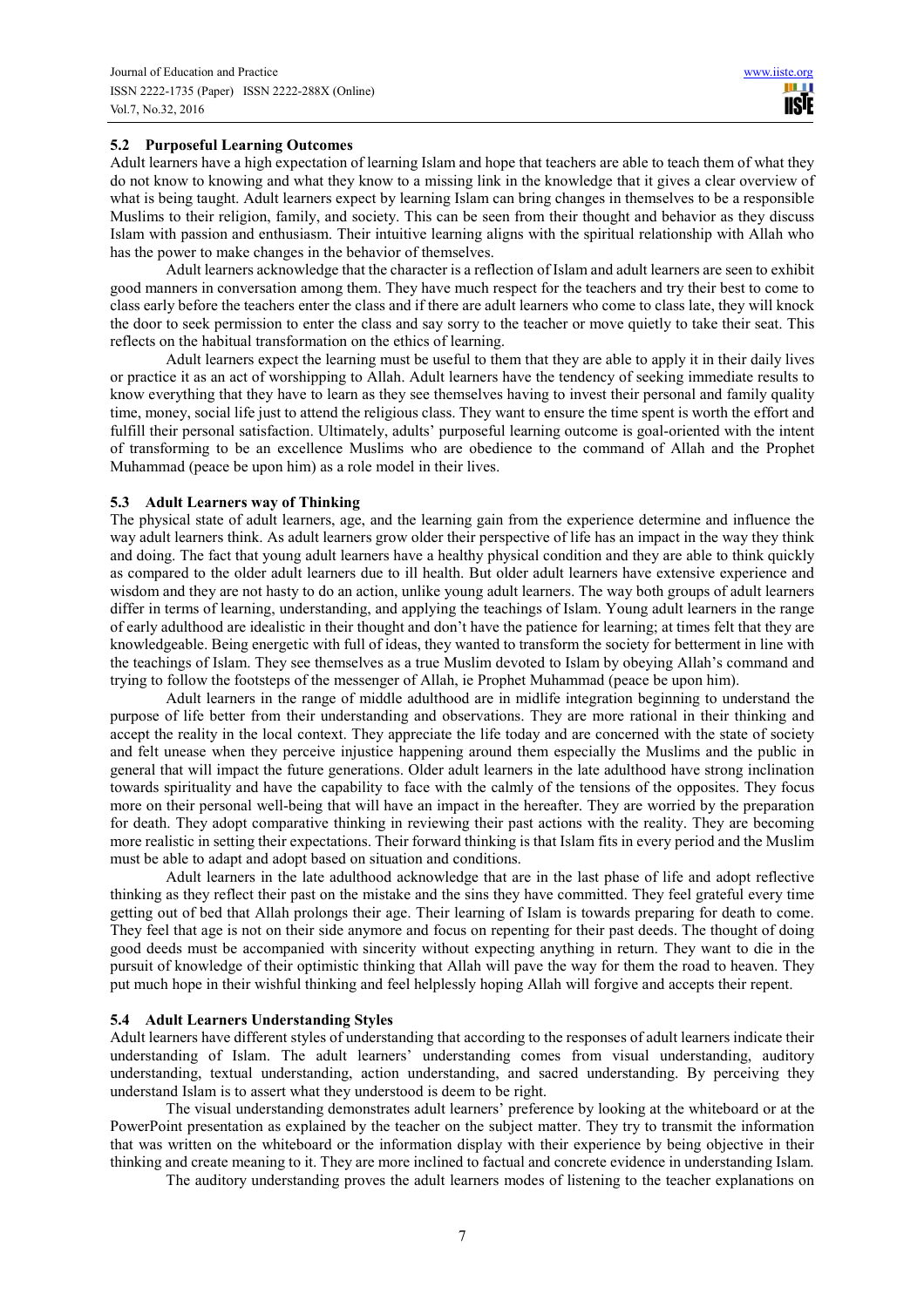### 5.2 Purposeful Learning Outcomes

Adult learners have a high expectation of learning Islam and hope that teachers are able to teach them of what they do not know to knowing and what they know to a missing link in the knowledge that it gives a clear overview of what is being taught. Adult learners expect by learning Islam can bring changes in themselves to be a responsible Muslims to their religion, family, and society. This can be seen from their thought and behavior as they discuss Islam with passion and enthusiasm. Their intuitive learning aligns with the spiritual relationship with Allah who has the power to make changes in the behavior of themselves.

Adult learners acknowledge that the character is a reflection of Islam and adult learners are seen to exhibit good manners in conversation among them. They have much respect for the teachers and try their best to come to class early before the teachers enter the class and if there are adult learners who come to class late, they will knock the door to seek permission to enter the class and say sorry to the teacher or move quietly to take their seat. This reflects on the habitual transformation on the ethics of learning.

Adult learners expect the learning must be useful to them that they are able to apply it in their daily lives or practice it as an act of worshipping to Allah. Adult learners have the tendency of seeking immediate results to know everything that they have to learn as they see themselves having to invest their personal and family quality time, money, social life just to attend the religious class. They want to ensure the time spent is worth the effort and fulfill their personal satisfaction. Ultimately, adults' purposeful learning outcome is goal-oriented with the intent of transforming to be an excellence Muslims who are obedience to the command of Allah and the Prophet Muhammad (peace be upon him) as a role model in their lives.

### 5.3 Adult Learners way of Thinking

The physical state of adult learners, age, and the learning gain from the experience determine and influence the way adult learners think. As adult learners grow older their perspective of life has an impact in the way they think and doing. The fact that young adult learners have a healthy physical condition and they are able to think quickly as compared to the older adult learners due to ill health. But older adult learners have extensive experience and wisdom and they are not hasty to do an action, unlike young adult learners. The way both groups of adult learners differ in terms of learning, understanding, and applying the teachings of Islam. Young adult learners in the range of early adulthood are idealistic in their thought and don't have the patience for learning; at times felt that they are knowledgeable. Being energetic with full of ideas, they wanted to transform the society for betterment in line with the teachings of Islam. They see themselves as a true Muslim devoted to Islam by obeying Allah's command and trying to follow the footsteps of the messenger of Allah, ie Prophet Muhammad (peace be upon him).

Adult learners in the range of middle adulthood are in midlife integration beginning to understand the purpose of life better from their understanding and observations. They are more rational in their thinking and accept the reality in the local context. They appreciate the life today and are concerned with the state of society and felt unease when they perceive injustice happening around them especially the Muslims and the public in general that will impact the future generations. Older adult learners in the late adulthood have strong inclination towards spirituality and have the capability to face with the calmly of the tensions of the opposites. They focus more on their personal well-being that will have an impact in the hereafter. They are worried by the preparation for death. They adopt comparative thinking in reviewing their past actions with the reality. They are becoming more realistic in setting their expectations. Their forward thinking is that Islam fits in every period and the Muslim must be able to adapt and adopt based on situation and conditions.

Adult learners in the late adulthood acknowledge that are in the last phase of life and adopt reflective thinking as they reflect their past on the mistake and the sins they have committed. They feel grateful every time getting out of bed that Allah prolongs their age. Their learning of Islam is towards preparing for death to come. They feel that age is not on their side anymore and focus on repenting for their past deeds. The thought of doing good deeds must be accompanied with sincerity without expecting anything in return. They want to die in the pursuit of knowledge of their optimistic thinking that Allah will pave the way for them the road to heaven. They put much hope in their wishful thinking and feel helplessly hoping Allah will forgive and accepts their repent.

### 5.4 Adult Learners Understanding Styles

Adult learners have different styles of understanding that according to the responses of adult learners indicate their understanding of Islam. The adult learners' understanding comes from visual understanding, auditory understanding, textual understanding, action understanding, and sacred understanding. By perceiving they understand Islam is to assert what they understood is deem to be right.

The visual understanding demonstrates adult learners' preference by looking at the whiteboard or at the PowerPoint presentation as explained by the teacher on the subject matter. They try to transmit the information that was written on the whiteboard or the information display with their experience by being objective in their thinking and create meaning to it. They are more inclined to factual and concrete evidence in understanding Islam.

The auditory understanding proves the adult learners modes of listening to the teacher explanations on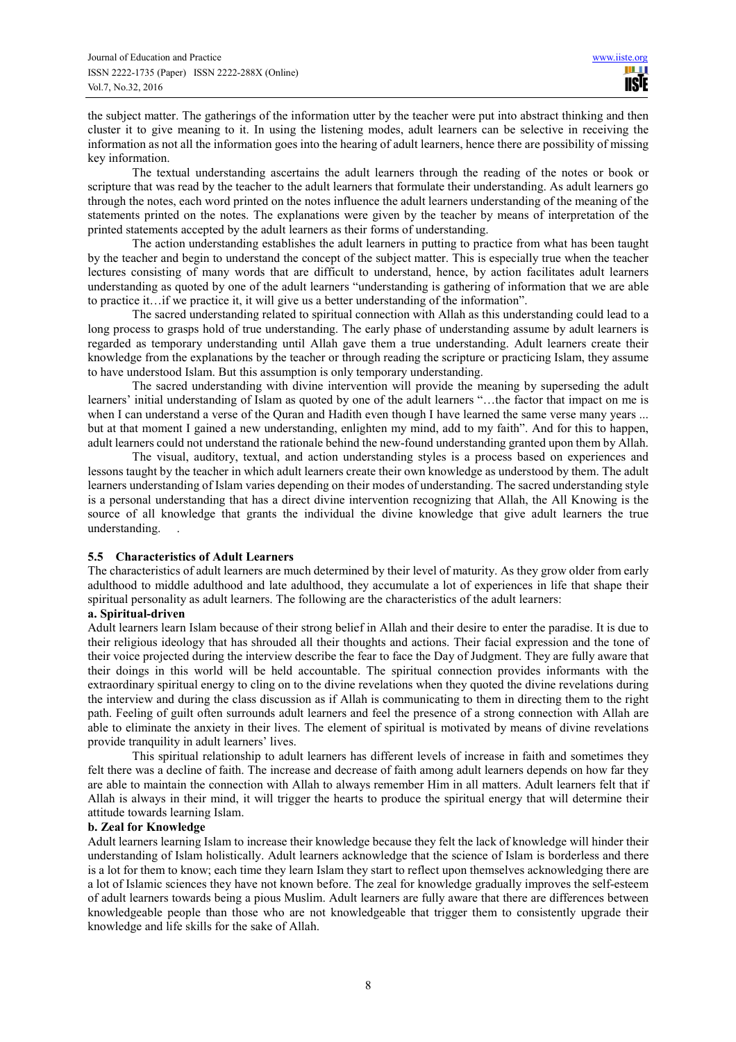the subject matter. The gatherings of the information utter by the teacher were put into abstract thinking and then cluster it to give meaning to it. In using the listening modes, adult learners can be selective in receiving the information as not all the information goes into the hearing of adult learners, hence there are possibility of missing key information.

The textual understanding ascertains the adult learners through the reading of the notes or book or scripture that was read by the teacher to the adult learners that formulate their understanding. As adult learners go through the notes, each word printed on the notes influence the adult learners understanding of the meaning of the statements printed on the notes. The explanations were given by the teacher by means of interpretation of the printed statements accepted by the adult learners as their forms of understanding.

The action understanding establishes the adult learners in putting to practice from what has been taught by the teacher and begin to understand the concept of the subject matter. This is especially true when the teacher lectures consisting of many words that are difficult to understand, hence, by action facilitates adult learners understanding as quoted by one of the adult learners "understanding is gathering of information that we are able to practice it…if we practice it, it will give us a better understanding of the information".

The sacred understanding related to spiritual connection with Allah as this understanding could lead to a long process to grasps hold of true understanding. The early phase of understanding assume by adult learners is regarded as temporary understanding until Allah gave them a true understanding. Adult learners create their knowledge from the explanations by the teacher or through reading the scripture or practicing Islam, they assume to have understood Islam. But this assumption is only temporary understanding.

The sacred understanding with divine intervention will provide the meaning by superseding the adult learners' initial understanding of Islam as quoted by one of the adult learners "…the factor that impact on me is when I can understand a verse of the Quran and Hadith even though I have learned the same verse many years ... but at that moment I gained a new understanding, enlighten my mind, add to my faith". And for this to happen, adult learners could not understand the rationale behind the new-found understanding granted upon them by Allah.

The visual, auditory, textual, and action understanding styles is a process based on experiences and lessons taught by the teacher in which adult learners create their own knowledge as understood by them. The adult learners understanding of Islam varies depending on their modes of understanding. The sacred understanding style is a personal understanding that has a direct divine intervention recognizing that Allah, the All Knowing is the source of all knowledge that grants the individual the divine knowledge that give adult learners the true understanding. .

### 5.5 Characteristics of Adult Learners

The characteristics of adult learners are much determined by their level of maturity. As they grow older from early adulthood to middle adulthood and late adulthood, they accumulate a lot of experiences in life that shape their spiritual personality as adult learners. The following are the characteristics of the adult learners:

**a. Spiritual-driven**

Adult learners learn Islam because of their strong belief in Allah and their desire to enter the paradise. It is due to their religious ideology that has shrouded all their thoughts and actions. Their facial expression and the tone of their voice projected during the interview describe the fear to face the Day of Judgment. They are fully aware that their doings in this world will be held accountable. The spiritual connection provides informants with the extraordinary spiritual energy to cling on to the divine revelations when they quoted the divine revelations during the interview and during the class discussion as if Allah is communicating to them in directing them to the right path. Feeling of guilt often surrounds adult learners and feel the presence of a strong connection with Allah are able to eliminate the anxiety in their lives. The element of spiritual is motivated by means of divine revelations provide tranquility in adult learners' lives.

This spiritual relationship to adult learners has different levels of increase in faith and sometimes they felt there was a decline of faith. The increase and decrease of faith among adult learners depends on how far they are able to maintain the connection with Allah to always remember Him in all matters. Adult learners felt that if Allah is always in their mind, it will trigger the hearts to produce the spiritual energy that will determine their attitude towards learning Islam.

**b. Zeal for Knowledge**

Adult learners learning Islam to increase their knowledge because they felt the lack of knowledge will hinder their understanding of Islam holistically. Adult learners acknowledge that the science of Islam is borderless and there is a lot for them to know; each time they learn Islam they start to reflect upon themselves acknowledging there are a lot of Islamic sciences they have not known before. The zeal for knowledge gradually improves the self-esteem of adult learners towards being a pious Muslim. Adult learners are fully aware that there are differences between knowledgeable people than those who are not knowledgeable that trigger them to consistently upgrade their knowledge and life skills for the sake of Allah.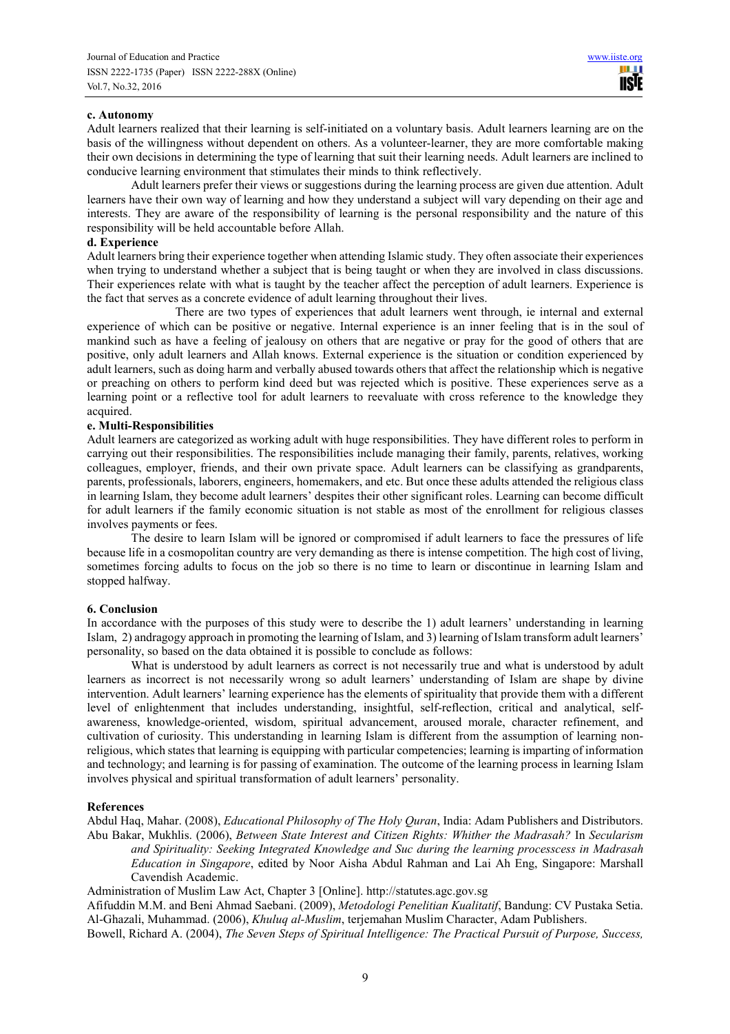**c. Autonomy**

Adult learners realized that their learning is self-initiated on a voluntary basis. Adult learners learning are on the basis of the willingness without dependent on others. As a volunteer-learner, they are more comfortable making their own decisions in determining the type of learning that suit their learning needs. Adult learners are inclined to conducive learning environment that stimulates their minds to think reflectively.

Adult learners prefer their views or suggestions during the learning process are given due attention. Adult learners have their own way of learning and how they understand a subject will vary depending on their age and interests. They are aware of the responsibility of learning is the personal responsibility and the nature of this responsibility will be held accountable before Allah.

**d. Experience**

Adult learners bring their experience together when attending Islamic study. They often associate their experiences when trying to understand whether a subject that is being taught or when they are involved in class discussions. Their experiences relate with what is taught by the teacher affect the perception of adult learners. Experience is the fact that serves as a concrete evidence of adult learning throughout their lives.

There are two types of experiences that adult learners went through, ie internal and external experience of which can be positive or negative. Internal experience is an inner feeling that is in the soul of mankind such as have a feeling of jealousy on others that are negative or pray for the good of others that are positive, only adult learners and Allah knows. External experience is the situation or condition experienced by adult learners, such as doing harm and verbally abused towards others that affect the relationship which is negative or preaching on others to perform kind deed but was rejected which is positive. These experiences serve as a learning point or a reflective tool for adult learners to reevaluate with cross reference to the knowledge they acquired.

**e. Multi-Responsibilities**

Adult learners are categorized as working adult with huge responsibilities. They have different roles to perform in carrying out their responsibilities. The responsibilities include managing their family, parents, relatives, working colleagues, employer, friends, and their own private space. Adult learners can be classifying as grandparents, parents, professionals, laborers, engineers, homemakers, and etc. But once these adults attended the religious class in learning Islam, they become adult learners' despites their other significant roles. Learning can become difficult for adult learners if the family economic situation is not stable as most of the enrollment for religious classes involves payments or fees.

The desire to learn Islam will be ignored or compromised if adult learners to face the pressures of life because life in a cosmopolitan country are very demanding as there is intense competition. The high cost of living, sometimes forcing adults to focus on the job so there is no time to learn or discontinue in learning Islam and stopped halfway.

## 6. Conclusion

In accordance with the purposes of this study were to describe the 1) adult learners' understanding in learning Islam, 2) andragogy approach in promoting the learning of Islam, and 3) learning of Islam transform adult learners' personality, so based on the data obtained it is possible to conclude as follows:

What is understood by adult learners as correct is not necessarily true and what is understood by adult learners as incorrect is not necessarily wrong so adult learners' understanding of Islam are shape by divine intervention. Adult learners' learning experience has the elements of spirituality that provide them with a different level of enlightenment that includes understanding, insightful, self-reflection, critical and analytical, self-awareness, knowledge-oriented, wisdom, spiritual advancement, aroused morale, character refinement, and cultivation of curiosity. This understanding in learning Islam is different from the assumption of learning non-religious, which states that learning is equipping with particular competencies; learning is imparting of information and technology; and learning is for passing of examination. The outcome of the learning process in learning Islam involves physical and spiritual transformation of adult learners' personality.

## References

Abdul Haq, Mahar. (2008), *Educational Philosophy of The Holy Quran*, India: Adam Publishers and Distributors.

Abu Bakar, Mukhlis. (2006), *Between State Interest and Citizen Rights: Whither the Madrasah?* In *Secularism and Spirituality: Seeking Integrated Knowledge and Suc during the learning processcess in Madrasah Education in Singapore*, edited by Noor Aisha Abdul Rahman and Lai Ah Eng, Singapore: Marshall Cavendish Academic.

Administration of Muslim Law Act, Chapter 3 [Online]. http://statutes.agc.gov.sg

Afifuddin M.M. and Beni Ahmad Saebani. (2009), *Metodologi Penelitian Kualitatif*, Bandung: CV Pustaka Setia.

Al-Ghazali, Muhammad. (2006), *Khuluq al-Muslim*, terjemahan Muslim Character, Adam Publishers.

Bowell, Richard A. (2004), *The Seven Steps of Spiritual Intelligence: The Practical Pursuit of Purpose, Success,*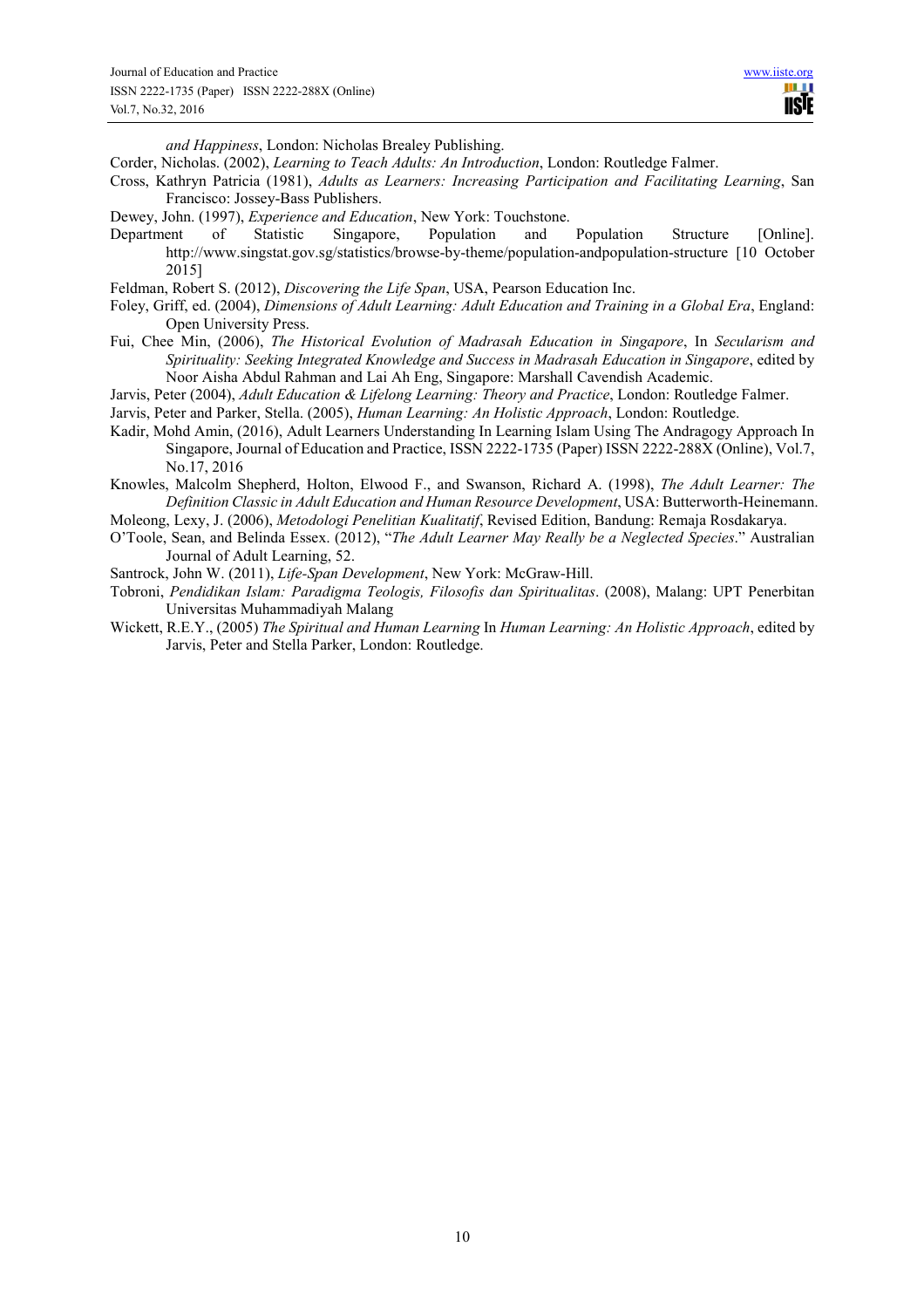*and Happiness*, London: Nicholas Brealey Publishing.

Corder, Nicholas. (2002), *Learning to Teach Adults: An Introduction*, London: Routledge Falmer.

Cross, Kathryn Patricia (1981), *Adults as Learners: Increasing Participation and Facilitating Learning*, San Francisco: Jossey-Bass Publishers.

Dewey, John. (1997), *Experience and Education*, New York: Touchstone.

Department of Statistic Singapore, Population and Population Structure [Online]. http://www.singstat.gov.sg/statistics/browse-by-theme/population-andpopulation-structure [10 October 2015]

Feldman, Robert S. (2012), *Discovering the Life Span*, USA, Pearson Education Inc.

Foley, Griff, ed. (2004), *Dimensions of Adult Learning: Adult Education and Training in a Global Era*, England: Open University Press.

Fui, Chee Min, (2006), *The Historical Evolution of Madrasah Education in Singapore*, In *Secularism and Spirituality: Seeking Integrated Knowledge and Success in Madrasah Education in Singapore*, edited by Noor Aisha Abdul Rahman and Lai Ah Eng, Singapore: Marshall Cavendish Academic.

Jarvis, Peter (2004), *Adult Education & Lifelong Learning: Theory and Practice*, London: Routledge Falmer.

Jarvis, Peter and Parker, Stella. (2005), *Human Learning: An Holistic Approach*, London: Routledge.

Kadir, Mohd Amin, (2016), Adult Learners Understanding In Learning Islam Using The Andragogy Approach In Singapore, Journal of Education and Practice, ISSN 2222-1735 (Paper) ISSN 2222-288X (Online), Vol.7, No.17, 2016

Knowles, Malcolm Shepherd, Holton, Elwood F., and Swanson, Richard A. (1998), *The Adult Learner: The Definition Classic in Adult Education and Human Resource Development*, USA: Butterworth-Heinemann.

Moleong, Lexy, J. (2006), *Metodologi Penelitian Kualitatif*, Revised Edition, Bandung: Remaja Rosdakarya.

O'Toole, Sean, and Belinda Essex. (2012), "*The Adult Learner May Really be a Neglected Species*." Australian Journal of Adult Learning, 52.

Santrock, John W. (2011), *Life-Span Development*, New York: McGraw-Hill.

Tobroni, *Pendidikan Islam: Paradigma Teologis, Filosofis dan Spiritualitas*. (2008), Malang: UPT Penerbitan Universitas Muhammadiyah Malang

Wickett, R.E.Y., (2005) *The Spiritual and Human Learning* In *Human Learning: An Holistic Approach*, edited by Jarvis, Peter and Stella Parker, London: Routledge.